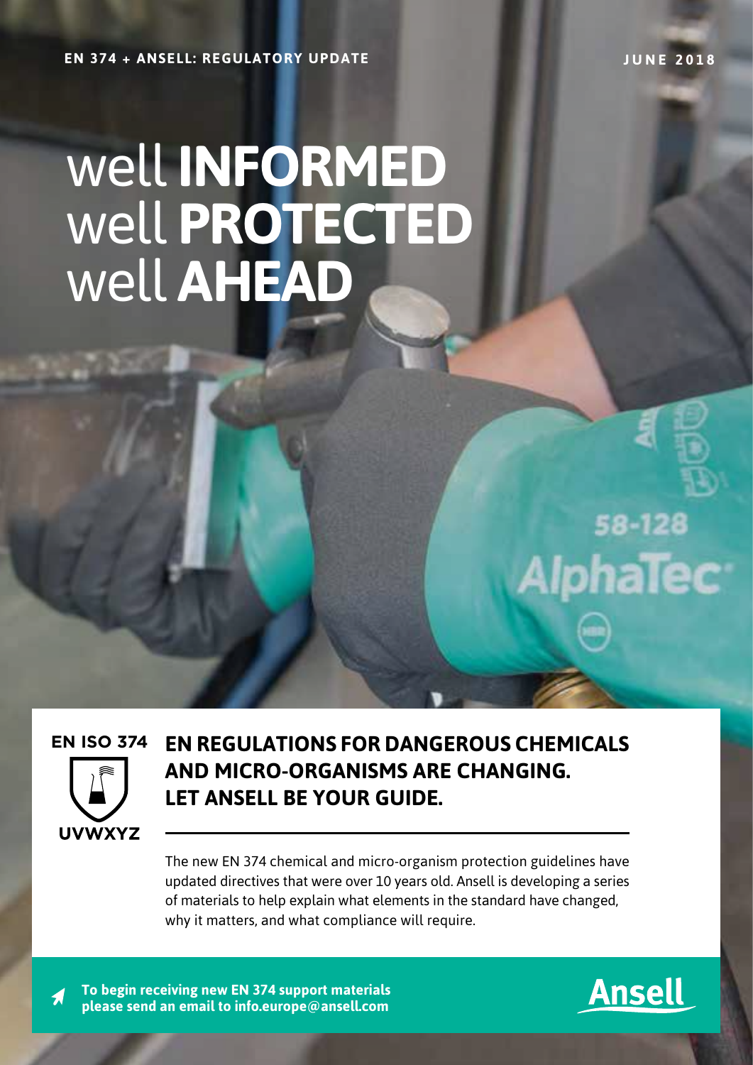EN 374 + ANSELL: REGULATORY UPDATE

JUNE 2018

# well **INFORMED**
# well **PROTECTED**
# well **AHEAD**

EN ISO 374

UVWXYZ

## EN REGULATIONS FOR DANGEROUS CHEMICALS AND MICRO-ORGANISMS ARE CHANGING. LET ANSELL BE YOUR GUIDE.

The new EN 374 chemical and micro-organism protection guidelines have updated directives that were over 10 years old. Ansell is developing a series of materials to help explain what elements in the standard have changed, why it matters, and what compliance will require.

**To begin receiving new EN 374 support materials please send an email to info.europe@ansell.com**

Ansell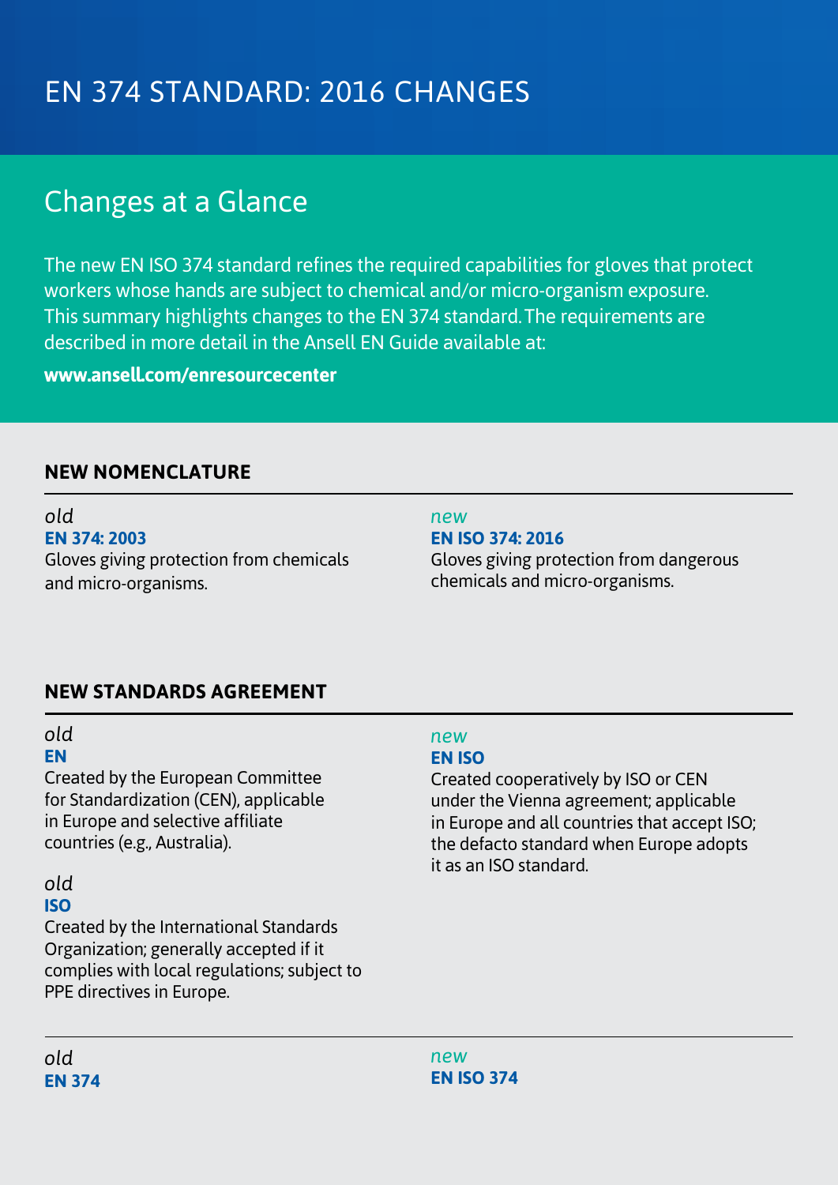# EN 374 STANDARD: 2016 CHANGES

## Changes at a Glance

The new EN ISO 374 standard refines the required capabilities for gloves that protect workers whose hands are subject to chemical and/or micro-organism exposure. This summary highlights changes to the EN 374 standard. The requirements are described in more detail in the Ansell EN Guide available at:

**www.ansell.com/enresourcecenter**

### NEW NOMENCLATURE

*old*
**EN 374: 2003**
Gloves giving protection from chemicals and micro-organisms.

*new*
**EN ISO 374: 2016**
Gloves giving protection from dangerous chemicals and micro-organisms.

### NEW STANDARDS AGREEMENT

*old*
**EN**
Created by the European Committee for Standardization (CEN), applicable in Europe and selective affiliate countries (e.g., Australia).

*old*
**ISO**
Created by the International Standards Organization; generally accepted if it complies with local regulations; subject to PPE directives in Europe.

*new*
**EN ISO**
Created cooperatively by ISO or CEN under the Vienna agreement; applicable in Europe and all countries that accept ISO; the defacto standard when Europe adopts it as an ISO standard.

*old*
**EN 374**

*new*
**EN ISO 374**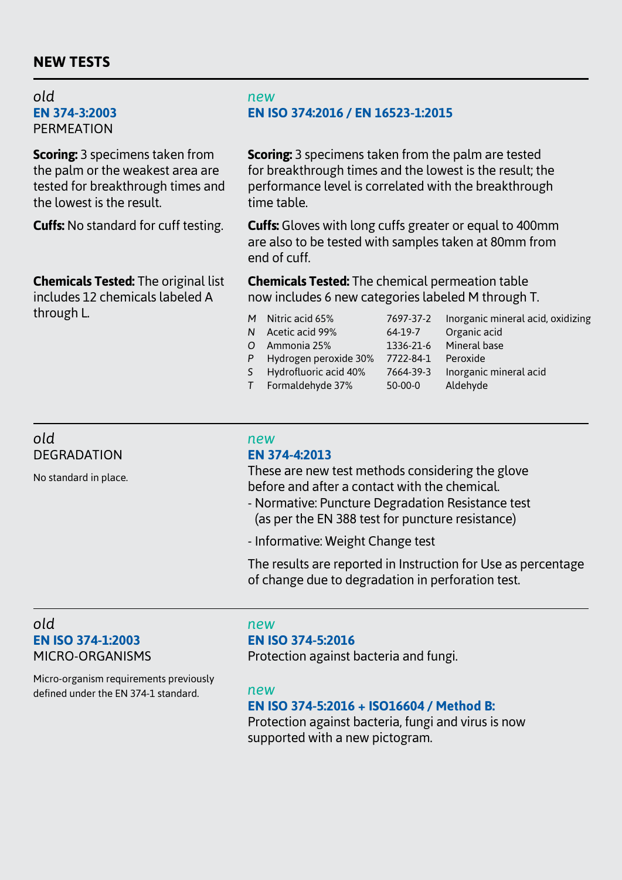## NEW TESTS

*old*
**EN 374-3:2003**
PERMEATION

**Scoring:** 3 specimens taken from the palm or the weakest area are tested for breakthrough times and the lowest is the result.

**Cuffs:** No standard for cuff testing.

**Chemicals Tested:** The original list includes 12 chemicals labeled A through L.

*new*
**EN ISO 374:2016 / EN 16523-1:2015**

**Scoring:** 3 specimens taken from the palm are tested for breakthrough times and the lowest is the result; the performance level is correlated with the breakthrough time table.

**Cuffs:** Gloves with long cuffs greater or equal to 400mm are also to be tested with samples taken at 80mm from end of cuff.

**Chemicals Tested:** The chemical permeation table now includes 6 new categories labeled M through T.

| | | | |
|---|---|---|---|
| *M* | Nitric acid 65% | 7697-37-2 | Inorganic mineral acid, oxidizing |
| *N* | Acetic acid 99% | 64-19-7 | Organic acid |
| *O* | Ammonia 25% | 1336-21-6 | Mineral base |
| *P* | Hydrogen peroxide 30% | 7722-84-1 | Peroxide |
| *S* | Hydrofluoric acid 40% | 7664-39-3 | Inorganic mineral acid |
| *T* | Formaldehyde 37% | 50-00-0 | Aldehyde |

---

*old*
DEGRADATION

No standard in place.

*new*
**EN 374-4:2013**
These are new test methods considering the glove before and after a contact with the chemical.

- Normative: Puncture Degradation Resistance test (as per the EN 388 test for puncture resistance)
- Informative: Weight Change test

The results are reported in Instruction for Use as percentage of change due to degradation in perforation test.

---

*old*
**EN ISO 374-1:2003**
MICRO-ORGANISMS

Micro-organism requirements previously defined under the EN 374-1 standard.

*new*
**EN ISO 374-5:2016**
Protection against bacteria and fungi.

*new*
**EN ISO 374-5:2016 + ISO16604 / Method B:**
Protection against bacteria, fungi and virus is now supported with a new pictogram.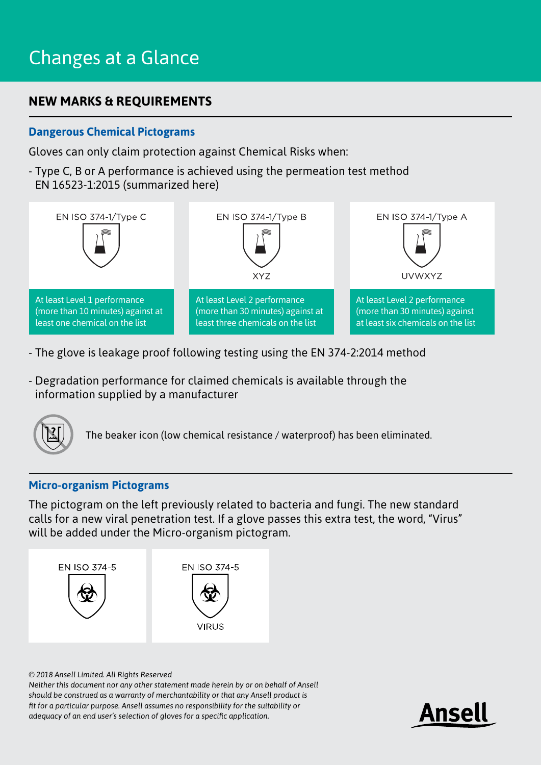# Changes at a Glance

## NEW MARKS & REQUIREMENTS

### Dangerous Chemical Pictograms

Gloves can only claim protection against Chemical Risks when:

- Type C, B or A performance is achieved using the permeation test method EN 16523-1:2015 (summarized here)

| EN ISO 374-1/Type C | EN ISO 374-1/Type B | EN ISO 374-1/Type A |
|---|---|---|
| | XYZ | UVWXYZ |
| At least Level 1 performance (more than 10 minutes) against at least one chemical on the list | At least Level 2 performance (more than 30 minutes) against at least three chemicals on the list | At least Level 2 performance (more than 30 minutes) against at least six chemicals on the list |

- The glove is leakage proof following testing using the EN 374-2:2014 method
- Degradation performance for claimed chemicals is available through the information supplied by a manufacturer

The beaker icon (low chemical resistance / waterproof) has been eliminated.

### Micro-organism Pictograms

The pictogram on the left previously related to bacteria and fungi. The new standard calls for a new viral penetration test. If a glove passes this extra test, the word, "Virus" will be added under the Micro-organism pictogram.

| EN ISO 374-5 | EN ISO 374-5 |
|---|---|
| | VIRUS |

*© 2018 Ansell Limited. All Rights Reserved*
*Neither this document nor any other statement made herein by or on behalf of Ansell should be construed as a warranty of merchantability or that any Ansell product is fit for a particular purpose. Ansell assumes no responsibility for the suitability or adequacy of an end user's selection of gloves for a specific application.*

Ansell